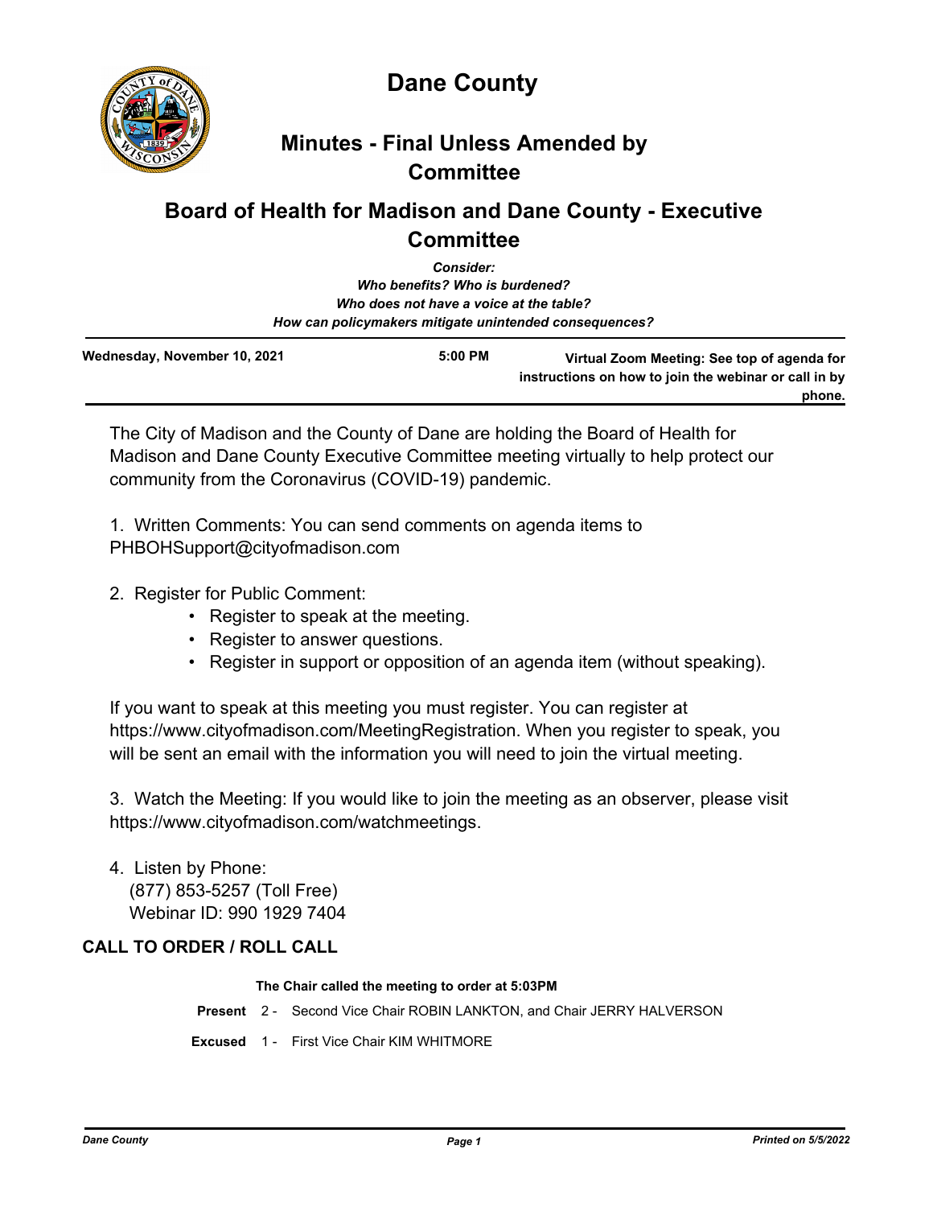# Dane County

## Minutes - Final Unless Amended by Committee

## Board of Health for Madison and Dane County - Executive Committee

***Consider:***
***Who benefits? Who is burdened?***
***Who does not have a voice at the table?***
***How can policymakers mitigate unintended consequences?***

| Wednesday, November 10, 2021 | 5:00 PM | Virtual Zoom Meeting: See top of agenda for instructions on how to join the webinar or call in by phone. |
|---|---|---|

The City of Madison and the County of Dane are holding the Board of Health for Madison and Dane County Executive Committee meeting virtually to help protect our community from the Coronavirus (COVID-19) pandemic.

1. Written Comments: You can send comments on agenda items to PHBOHSupport@cityofmadison.com

2. Register for Public Comment:
   - Register to speak at the meeting.
   - Register to answer questions.
   - Register in support or opposition of an agenda item (without speaking).

If you want to speak at this meeting you must register. You can register at https://www.cityofmadison.com/MeetingRegistration. When you register to speak, you will be sent an email with the information you will need to join the virtual meeting.

3. Watch the Meeting: If you would like to join the meeting as an observer, please visit https://www.cityofmadison.com/watchmeetings.

4. Listen by Phone:
   (877) 853-5257 (Toll Free)
   Webinar ID: 990 1929 7404

### CALL TO ORDER / ROLL CALL

**The Chair called the meeting to order at 5:03PM**

**Present** 2 - Second Vice Chair ROBIN LANKTON, and Chair JERRY HALVERSON

**Excused** 1 - First Vice Chair KIM WHITMORE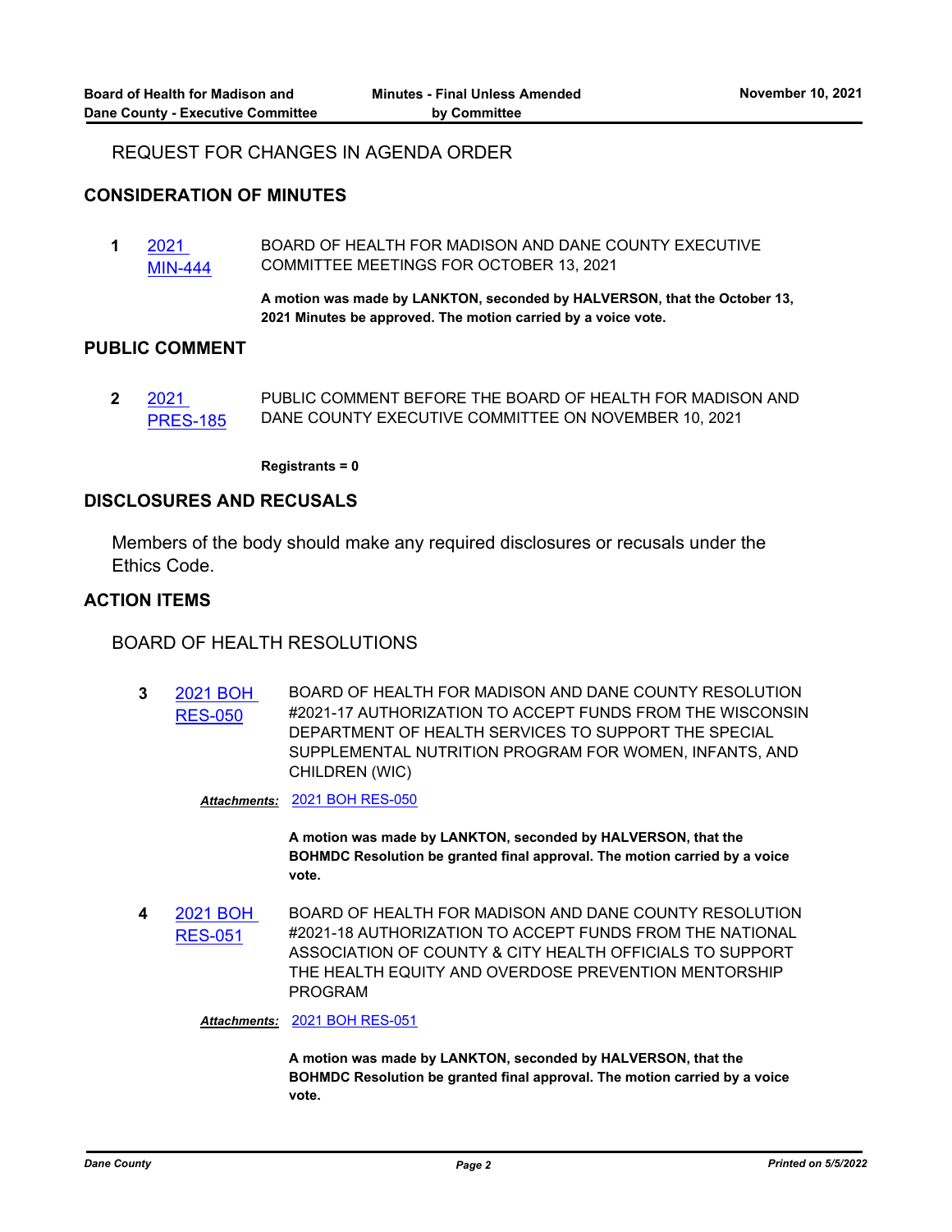REQUEST FOR CHANGES IN AGENDA ORDER

## CONSIDERATION OF MINUTES

**1** 2021 MIN-444 — BOARD OF HEALTH FOR MADISON AND DANE COUNTY EXECUTIVE COMMITTEE MEETINGS FOR OCTOBER 13, 2021

**A motion was made by LANKTON, seconded by HALVERSON, that the October 13, 2021 Minutes be approved. The motion carried by a voice vote.**

## PUBLIC COMMENT

**2** 2021 PRES-185 — PUBLIC COMMENT BEFORE THE BOARD OF HEALTH FOR MADISON AND DANE COUNTY EXECUTIVE COMMITTEE ON NOVEMBER 10, 2021

**Registrants = 0**

## DISCLOSURES AND RECUSALS

Members of the body should make any required disclosures or recusals under the Ethics Code.

## ACTION ITEMS

BOARD OF HEALTH RESOLUTIONS

**3** 2021 BOH RES-050 — BOARD OF HEALTH FOR MADISON AND DANE COUNTY RESOLUTION #2021-17 AUTHORIZATION TO ACCEPT FUNDS FROM THE WISCONSIN DEPARTMENT OF HEALTH SERVICES TO SUPPORT THE SPECIAL SUPPLEMENTAL NUTRITION PROGRAM FOR WOMEN, INFANTS, AND CHILDREN (WIC)

***Attachments:*** 2021 BOH RES-050

**A motion was made by LANKTON, seconded by HALVERSON, that the BOHMDC Resolution be granted final approval. The motion carried by a voice vote.**

**4** 2021 BOH RES-051 — BOARD OF HEALTH FOR MADISON AND DANE COUNTY RESOLUTION #2021-18 AUTHORIZATION TO ACCEPT FUNDS FROM THE NATIONAL ASSOCIATION OF COUNTY & CITY HEALTH OFFICIALS TO SUPPORT THE HEALTH EQUITY AND OVERDOSE PREVENTION MENTORSHIP PROGRAM

***Attachments:*** 2021 BOH RES-051

**A motion was made by LANKTON, seconded by HALVERSON, that the BOHMDC Resolution be granted final approval. The motion carried by a voice vote.**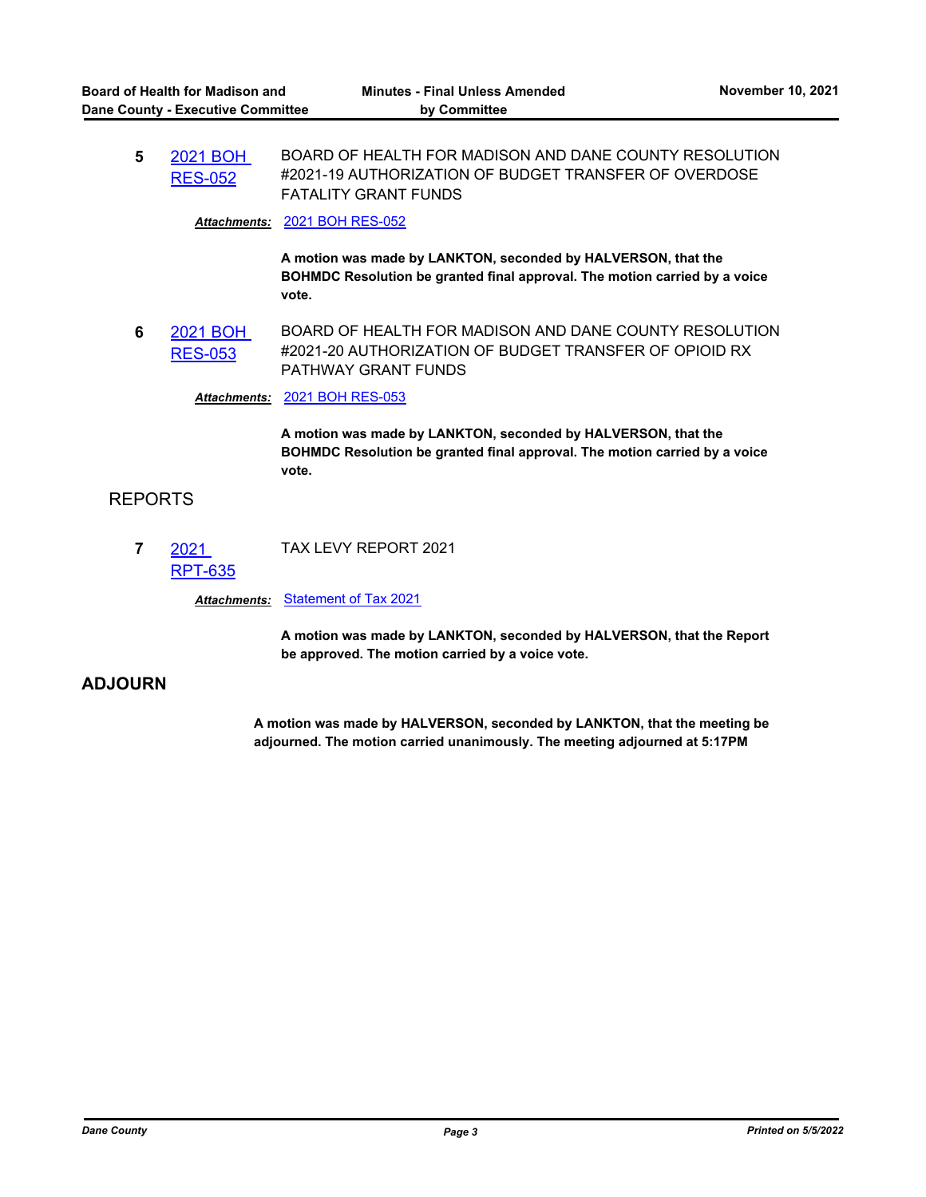**5** [2021 BOH RES-052] BOARD OF HEALTH FOR MADISON AND DANE COUNTY RESOLUTION #2021-19 AUTHORIZATION OF BUDGET TRANSFER OF OVERDOSE FATALITY GRANT FUNDS

***Attachments:*** 2021 BOH RES-052

**A motion was made by LANKTON, seconded by HALVERSON, that the BOHMDC Resolution be granted final approval. The motion carried by a voice vote.**

**6** [2021 BOH RES-053] BOARD OF HEALTH FOR MADISON AND DANE COUNTY RESOLUTION #2021-20 AUTHORIZATION OF BUDGET TRANSFER OF OPIOID RX PATHWAY GRANT FUNDS

***Attachments:*** 2021 BOH RES-053

**A motion was made by LANKTON, seconded by HALVERSON, that the BOHMDC Resolution be granted final approval. The motion carried by a voice vote.**

## REPORTS

**7** [2021 RPT-635] TAX LEVY REPORT 2021

***Attachments:*** Statement of Tax 2021

**A motion was made by LANKTON, seconded by HALVERSON, that the Report be approved. The motion carried by a voice vote.**

## ADJOURN

**A motion was made by HALVERSON, seconded by LANKTON, that the meeting be adjourned. The motion carried unanimously. The meeting adjourned at 5:17PM**